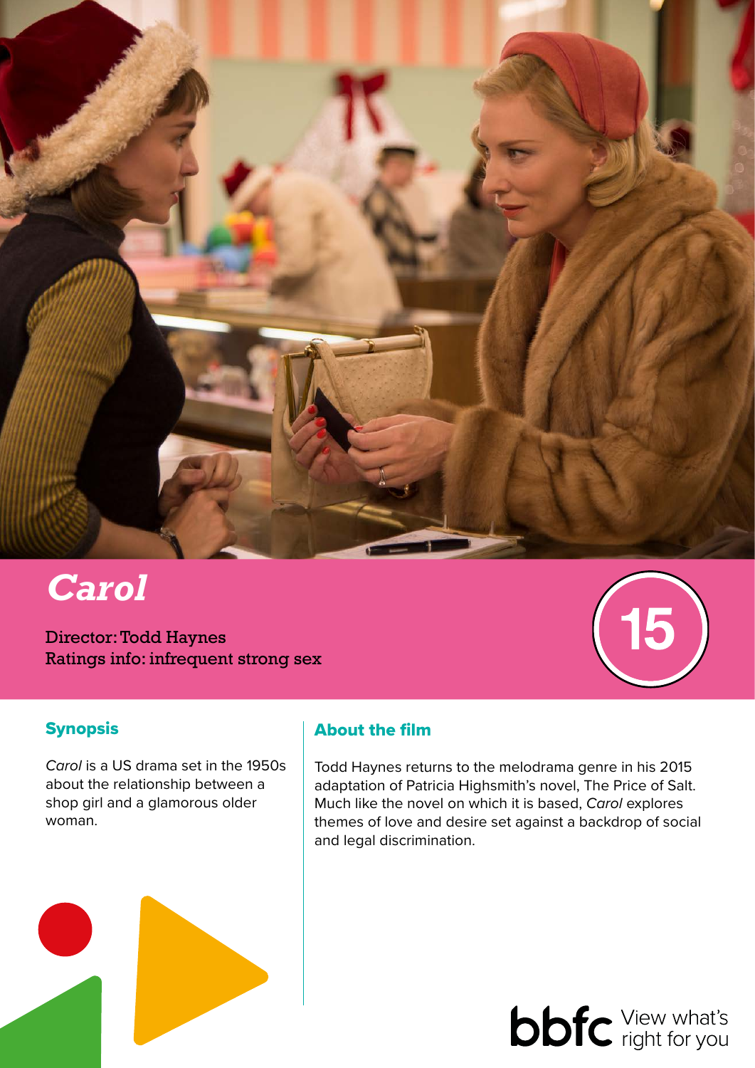# *Carol*

Director: Todd Haynes
Ratings info: infrequent strong sex

15

## Synopsis

*Carol* is a US drama set in the 1950s about the relationship between a shop girl and a glamorous older woman.

## About the film

Todd Haynes returns to the melodrama genre in his 2015 adaptation of Patricia Highsmith's novel, The Price of Salt. Much like the novel on which it is based, *Carol* explores themes of love and desire set against a backdrop of social and legal discrimination.

bbfc View what's right for you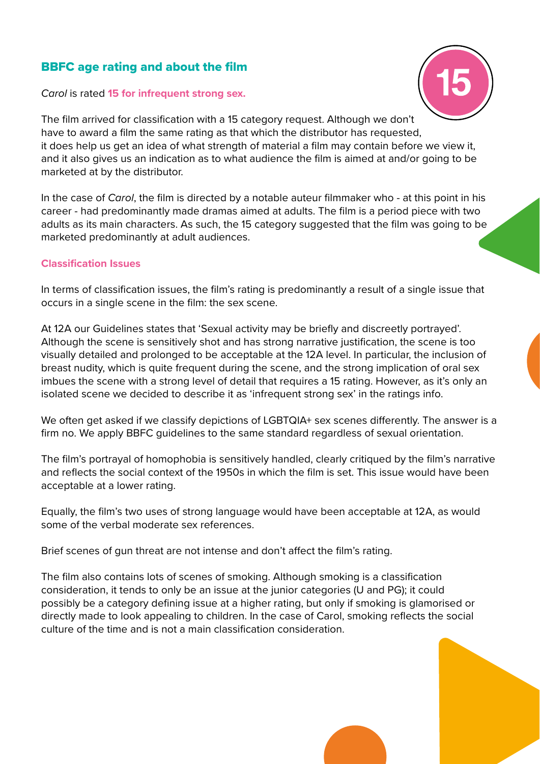## BBFC age rating and about the film

*Carol* is rated **15 for infrequent strong sex.**

The film arrived for classification with a 15 category request. Although we don't have to award a film the same rating as that which the distributor has requested, it does help us get an idea of what strength of material a film may contain before we view it, and it also gives us an indication as to what audience the film is aimed at and/or going to be marketed at by the distributor.

In the case of *Carol*, the film is directed by a notable auteur filmmaker who - at this point in his career - had predominantly made dramas aimed at adults. The film is a period piece with two adults as its main characters. As such, the 15 category suggested that the film was going to be marketed predominantly at adult audiences.

### Classification Issues

In terms of classification issues, the film's rating is predominantly a result of a single issue that occurs in a single scene in the film: the sex scene.

At 12A our Guidelines states that 'Sexual activity may be briefly and discreetly portrayed'. Although the scene is sensitively shot and has strong narrative justification, the scene is too visually detailed and prolonged to be acceptable at the 12A level. In particular, the inclusion of breast nudity, which is quite frequent during the scene, and the strong implication of oral sex imbues the scene with a strong level of detail that requires a 15 rating. However, as it's only an isolated scene we decided to describe it as 'infrequent strong sex' in the ratings info.

We often get asked if we classify depictions of LGBTQIA+ sex scenes differently. The answer is a firm no. We apply BBFC guidelines to the same standard regardless of sexual orientation.

The film's portrayal of homophobia is sensitively handled, clearly critiqued by the film's narrative and reflects the social context of the 1950s in which the film is set. This issue would have been acceptable at a lower rating.

Equally, the film's two uses of strong language would have been acceptable at 12A, as would some of the verbal moderate sex references.

Brief scenes of gun threat are not intense and don't affect the film's rating.

The film also contains lots of scenes of smoking. Although smoking is a classification consideration, it tends to only be an issue at the junior categories (U and PG); it could possibly be a category defining issue at a higher rating, but only if smoking is glamorised or directly made to look appealing to children. In the case of Carol, smoking reflects the social culture of the time and is not a main classification consideration.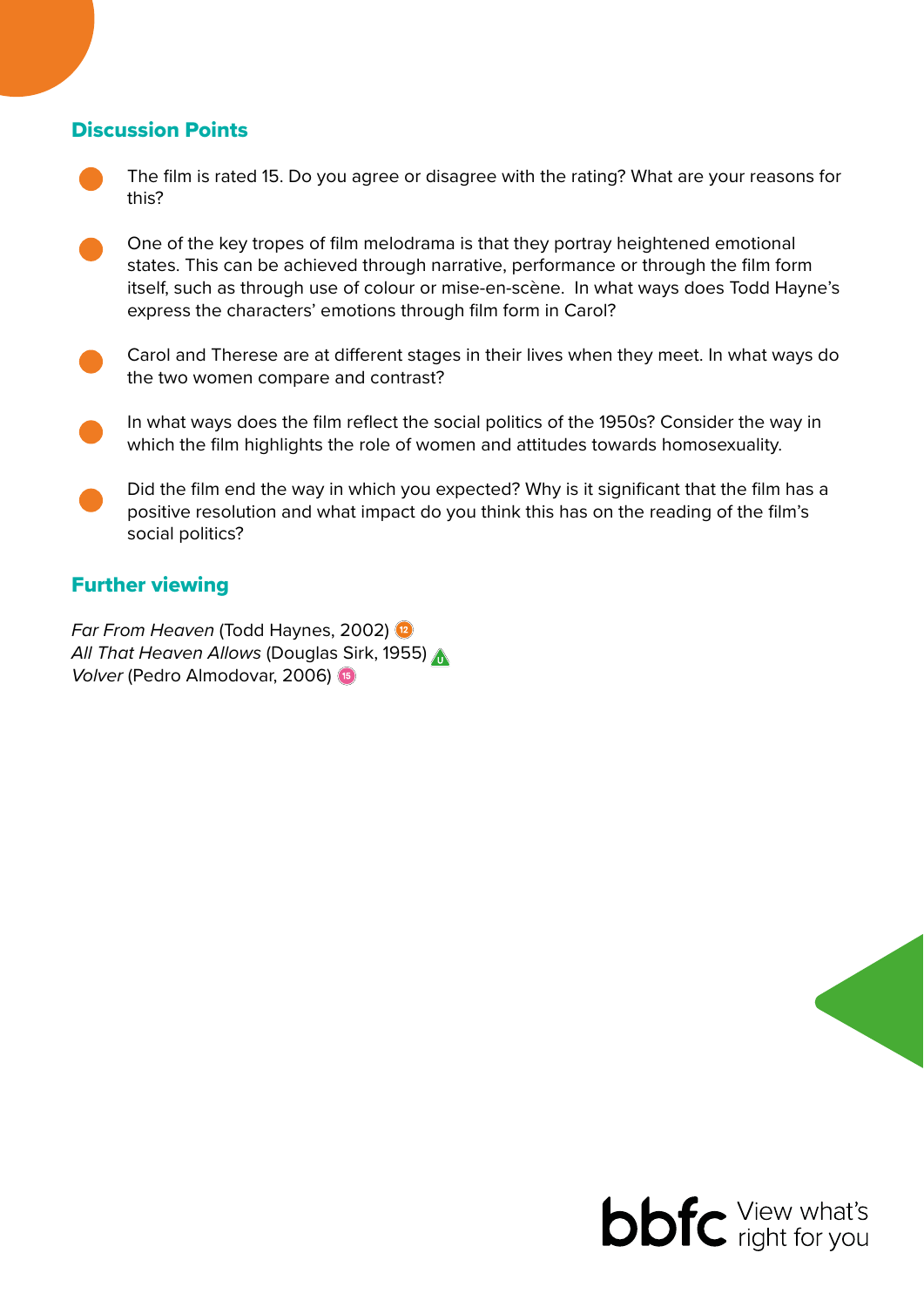## Discussion Points

- The film is rated 15. Do you agree or disagree with the rating? What are your reasons for this?
- One of the key tropes of film melodrama is that they portray heightened emotional states. This can be achieved through narrative, performance or through the film form itself, such as through use of colour or mise-en-scène. In what ways does Todd Hayne's express the characters' emotions through film form in Carol?
- Carol and Therese are at different stages in their lives when they meet. In what ways do the two women compare and contrast?
- In what ways does the film reflect the social politics of the 1950s? Consider the way in which the film highlights the role of women and attitudes towards homosexuality.
- Did the film end the way in which you expected? Why is it significant that the film has a positive resolution and what impact do you think this has on the reading of the film's social politics?

## Further viewing

*Far From Heaven* (Todd Haynes, 2002) 12
*All That Heaven Allows* (Douglas Sirk, 1955) U
*Volver* (Pedro Almodovar, 2006) 15